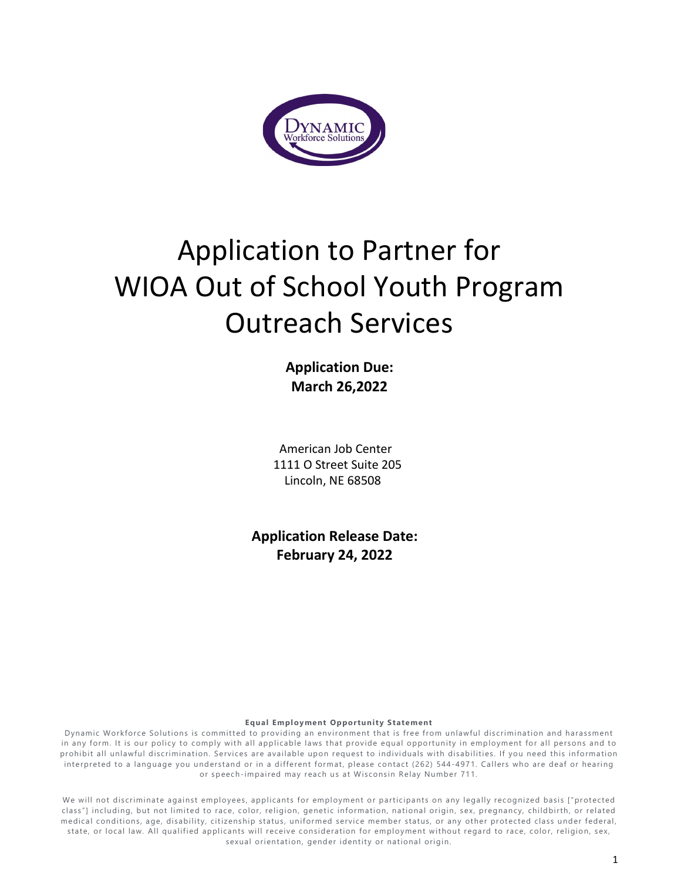DYNAMIC Workforce Solutions

# Application to Partner for WIOA Out of School Youth Program Outreach Services

**Application Due:**
**March 26,2022**

American Job Center
1111 O Street Suite 205
Lincoln, NE 68508

**Application Release Date:**
**February 24, 2022**

**Equal Employment Opportunity Statement**

Dynamic Workforce Solutions is committed to providing an environment that is free from unlawful discrimination and harassment in any form. It is our policy to comply with all applicable laws that provide equal opportunity in employment for all persons and to prohibit all unlawful discrimination. Services are available upon request to individuals with disabilities. If you need this information interpreted to a language you understand or in a different format, please contact (262) 544-4971. Callers who are deaf or hearing or speech-impaired may reach us at Wisconsin Relay Number 711.

We will not discriminate against employees, applicants for employment or participants on any legally recognized basis ["protected class"] including, but not limited to race, color, religion, genetic information, national origin, sex, pregnancy, childbirth, or related medical conditions, age, disability, citizenship status, uniformed service member status, or any other protected class under federal, state, or local law. All qualified applicants will receive consideration for employment without regard to race, color, religion, sex, sexual orientation, gender identity or national origin.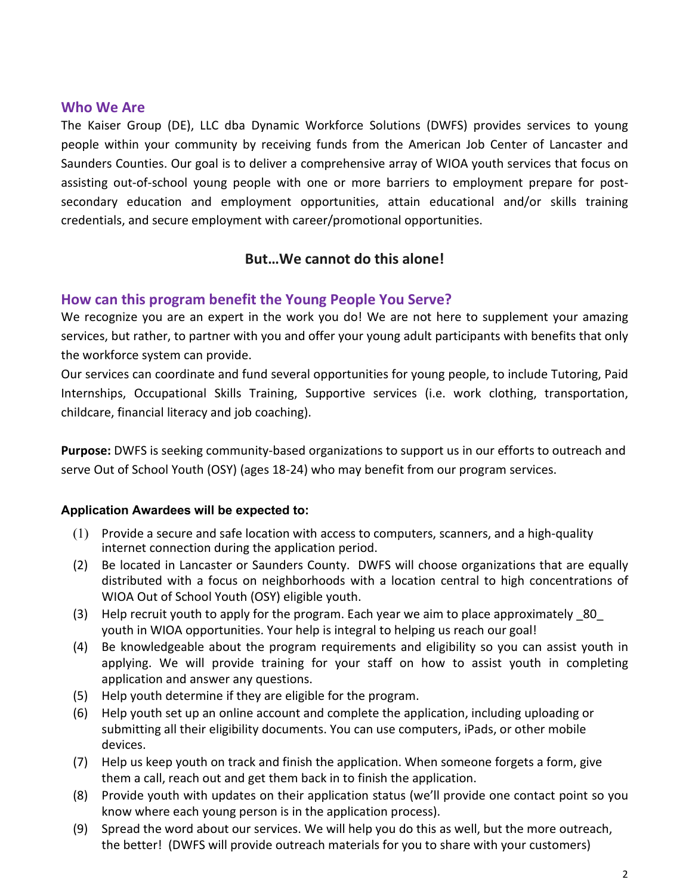## Who We Are

The Kaiser Group (DE), LLC dba Dynamic Workforce Solutions (DWFS) provides services to young people within your community by receiving funds from the American Job Center of Lancaster and Saunders Counties. Our goal is to deliver a comprehensive array of WIOA youth services that focus on assisting out-of-school young people with one or more barriers to employment prepare for post-secondary education and employment opportunities, attain educational and/or skills training credentials, and secure employment with career/promotional opportunities.

**But…We cannot do this alone!**

## How can this program benefit the Young People You Serve?

We recognize you are an expert in the work you do! We are not here to supplement your amazing services, but rather, to partner with you and offer your young adult participants with benefits that only the workforce system can provide.

Our services can coordinate and fund several opportunities for young people, to include Tutoring, Paid Internships, Occupational Skills Training, Supportive services (i.e. work clothing, transportation, childcare, financial literacy and job coaching).

**Purpose:** DWFS is seeking community-based organizations to support us in our efforts to outreach and serve Out of School Youth (OSY) (ages 18-24) who may benefit from our program services.

**Application Awardees will be expected to:**

(1) Provide a secure and safe location with access to computers, scanners, and a high-quality internet connection during the application period.

(2) Be located in Lancaster or Saunders County. DWFS will choose organizations that are equally distributed with a focus on neighborhoods with a location central to high concentrations of WIOA Out of School Youth (OSY) eligible youth.

(3) Help recruit youth to apply for the program. Each year we aim to place approximately _80_ youth in WIOA opportunities. Your help is integral to helping us reach our goal!

(4) Be knowledgeable about the program requirements and eligibility so you can assist youth in applying. We will provide training for your staff on how to assist youth in completing application and answer any questions.

(5) Help youth determine if they are eligible for the program.

(6) Help youth set up an online account and complete the application, including uploading or submitting all their eligibility documents. You can use computers, iPads, or other mobile devices.

(7) Help us keep youth on track and finish the application. When someone forgets a form, give them a call, reach out and get them back in to finish the application.

(8) Provide youth with updates on their application status (we'll provide one contact point so you know where each young person is in the application process).

(9) Spread the word about our services. We will help you do this as well, but the more outreach, the better! (DWFS will provide outreach materials for you to share with your customers)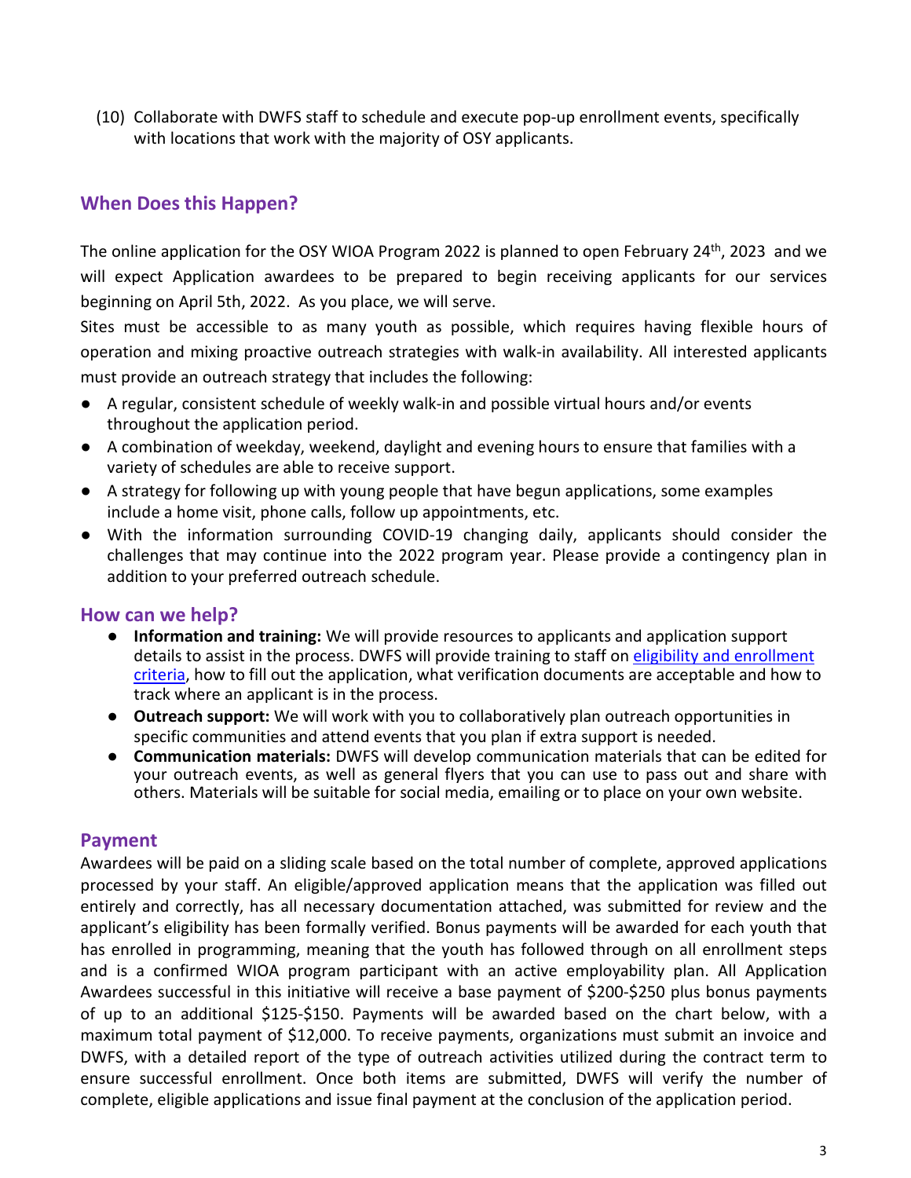(10) Collaborate with DWFS staff to schedule and execute pop-up enrollment events, specifically with locations that work with the majority of OSY applicants.

## When Does this Happen?

The online application for the OSY WIOA Program 2022 is planned to open February 24th, 2023 and we will expect Application awardees to be prepared to begin receiving applicants for our services beginning on April 5th, 2022. As you place, we will serve.

Sites must be accessible to as many youth as possible, which requires having flexible hours of operation and mixing proactive outreach strategies with walk-in availability. All interested applicants must provide an outreach strategy that includes the following:

- A regular, consistent schedule of weekly walk-in and possible virtual hours and/or events throughout the application period.
- A combination of weekday, weekend, daylight and evening hours to ensure that families with a variety of schedules are able to receive support.
- A strategy for following up with young people that have begun applications, some examples include a home visit, phone calls, follow up appointments, etc.
- With the information surrounding COVID-19 changing daily, applicants should consider the challenges that may continue into the 2022 program year. Please provide a contingency plan in addition to your preferred outreach schedule.

## How can we help?

- **Information and training:** We will provide resources to applicants and application support details to assist in the process. DWFS will provide training to staff on eligibility and enrollment criteria, how to fill out the application, what verification documents are acceptable and how to track where an applicant is in the process.
- **Outreach support:** We will work with you to collaboratively plan outreach opportunities in specific communities and attend events that you plan if extra support is needed.
- **Communication materials:** DWFS will develop communication materials that can be edited for your outreach events, as well as general flyers that you can use to pass out and share with others. Materials will be suitable for social media, emailing or to place on your own website.

## Payment

Awardees will be paid on a sliding scale based on the total number of complete, approved applications processed by your staff. An eligible/approved application means that the application was filled out entirely and correctly, has all necessary documentation attached, was submitted for review and the applicant's eligibility has been formally verified. Bonus payments will be awarded for each youth that has enrolled in programming, meaning that the youth has followed through on all enrollment steps and is a confirmed WIOA program participant with an active employability plan. All Application Awardees successful in this initiative will receive a base payment of $200-$250 plus bonus payments of up to an additional $125-$150. Payments will be awarded based on the chart below, with a maximum total payment of $12,000. To receive payments, organizations must submit an invoice and DWFS, with a detailed report of the type of outreach activities utilized during the contract term to ensure successful enrollment. Once both items are submitted, DWFS will verify the number of complete, eligible applications and issue final payment at the conclusion of the application period.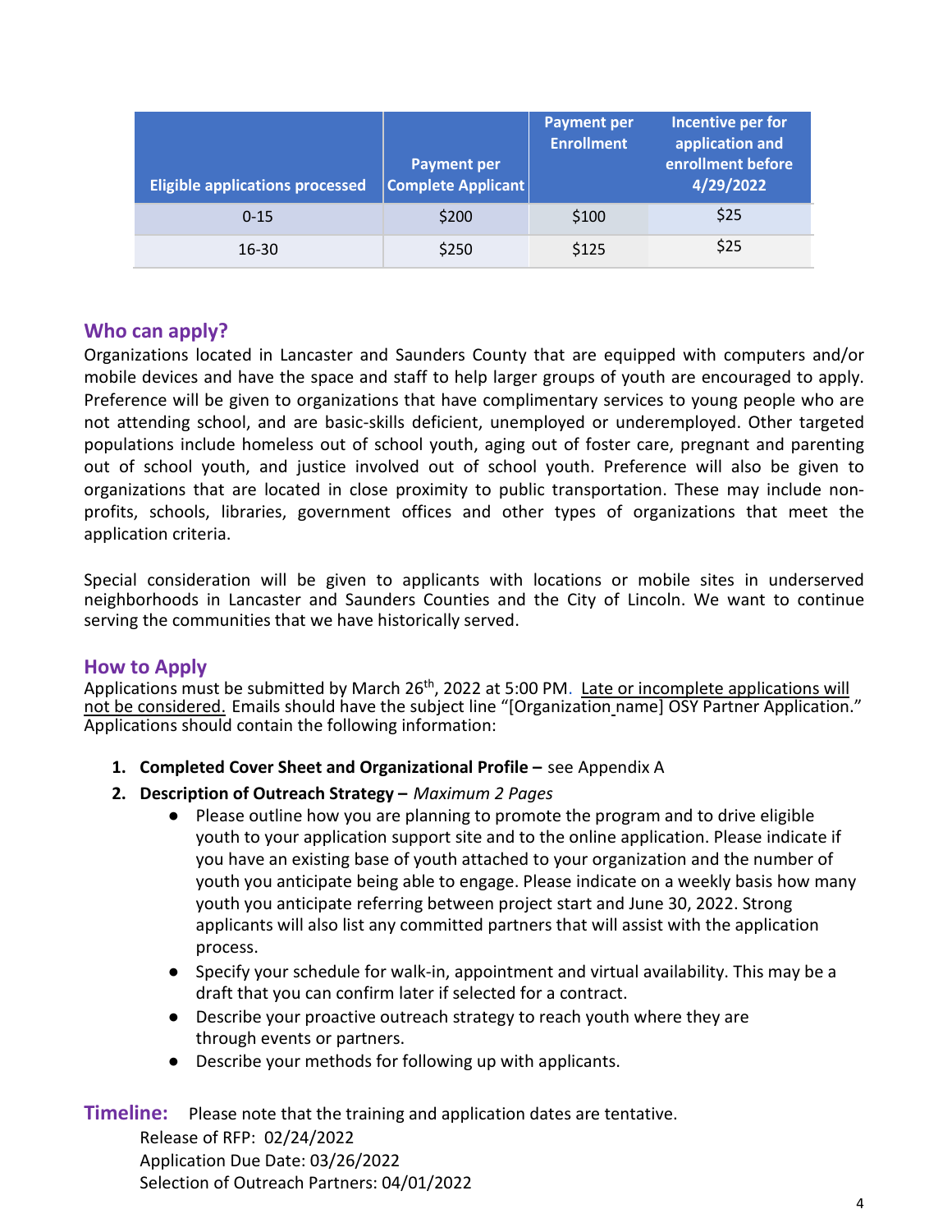| Eligible applications processed | Payment per Complete Applicant | Payment per Enrollment | Incentive per for application and enrollment before 4/29/2022 |
|---|---|---|---|
| 0-15 | $200 | $100 | $25 |
| 16-30 | $250 | $125 | $25 |

## Who can apply?

Organizations located in Lancaster and Saunders County that are equipped with computers and/or mobile devices and have the space and staff to help larger groups of youth are encouraged to apply. Preference will be given to organizations that have complimentary services to young people who are not attending school, and are basic-skills deficient, unemployed or underemployed. Other targeted populations include homeless out of school youth, aging out of foster care, pregnant and parenting out of school youth, and justice involved out of school youth. Preference will also be given to organizations that are located in close proximity to public transportation. These may include non-profits, schools, libraries, government offices and other types of organizations that meet the application criteria.

Special consideration will be given to applicants with locations or mobile sites in underserved neighborhoods in Lancaster and Saunders Counties and the City of Lincoln. We want to continue serving the communities that we have historically served.

## How to Apply

Applications must be submitted by March 26th, 2022 at 5:00 PM. Late or incomplete applications will not be considered. Emails should have the subject line "[Organization name] OSY Partner Application." Applications should contain the following information:

1. **Completed Cover Sheet and Organizational Profile –** see Appendix A
2. **Description of Outreach Strategy –** *Maximum 2 Pages*
   - Please outline how you are planning to promote the program and to drive eligible youth to your application support site and to the online application. Please indicate if you have an existing base of youth attached to your organization and the number of youth you anticipate being able to engage. Please indicate on a weekly basis how many youth you anticipate referring between project start and June 30, 2022. Strong applicants will also list any committed partners that will assist with the application process.
   - Specify your schedule for walk-in, appointment and virtual availability. This may be a draft that you can confirm later if selected for a contract.
   - Describe your proactive outreach strategy to reach youth where they are through events or partners.
   - Describe your methods for following up with applicants.

**Timeline:** Please note that the training and application dates are tentative.

Release of RFP: 02/24/2022
Application Due Date: 03/26/2022
Selection of Outreach Partners: 04/01/2022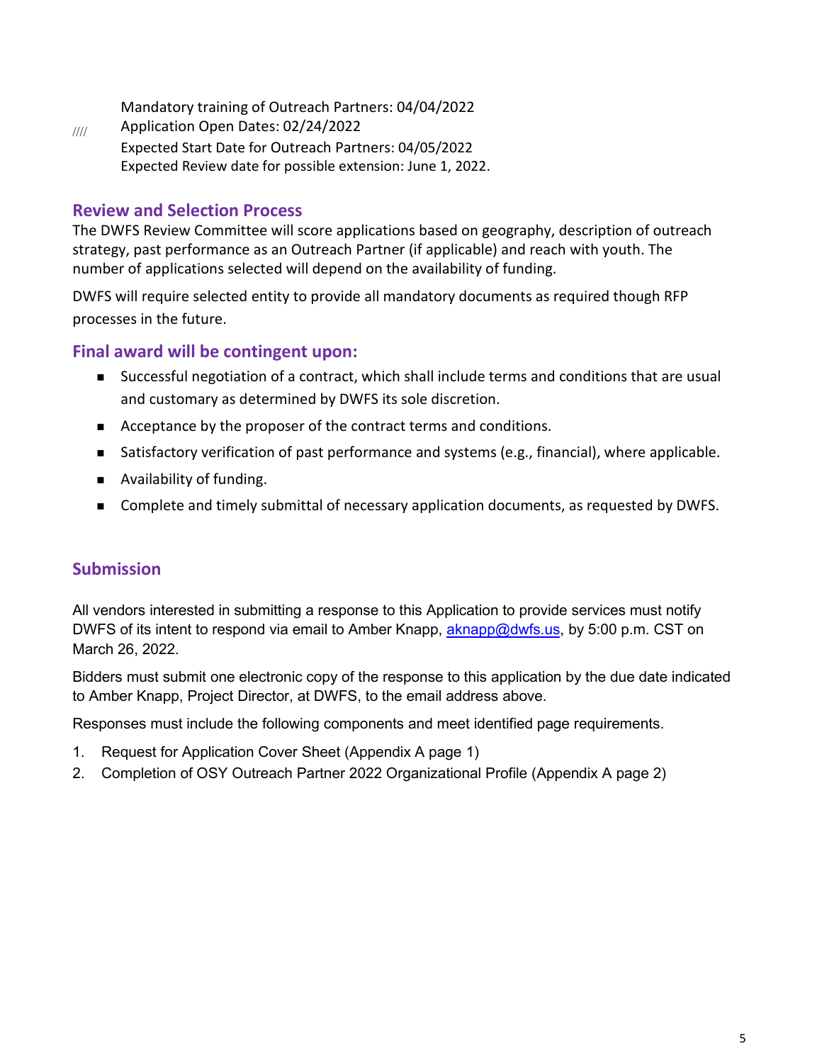//// 

Mandatory training of Outreach Partners: 04/04/2022  
Application Open Dates: 02/24/2022  
Expected Start Date for Outreach Partners: 04/05/2022  
Expected Review date for possible extension: June 1, 2022.

## Review and Selection Process

The DWFS Review Committee will score applications based on geography, description of outreach strategy, past performance as an Outreach Partner (if applicable) and reach with youth. The number of applications selected will depend on the availability of funding.

DWFS will require selected entity to provide all mandatory documents as required though RFP processes in the future.

## Final award will be contingent upon:

- Successful negotiation of a contract, which shall include terms and conditions that are usual and customary as determined by DWFS its sole discretion.
- Acceptance by the proposer of the contract terms and conditions.
- Satisfactory verification of past performance and systems (e.g., financial), where applicable.
- Availability of funding.
- Complete and timely submittal of necessary application documents, as requested by DWFS.

## Submission

All vendors interested in submitting a response to this Application to provide services must notify DWFS of its intent to respond via email to Amber Knapp, aknapp@dwfs.us, by 5:00 p.m. CST on March 26, 2022.

Bidders must submit one electronic copy of the response to this application by the due date indicated to Amber Knapp, Project Director, at DWFS, to the email address above.

Responses must include the following components and meet identified page requirements.

1. Request for Application Cover Sheet (Appendix A page 1)
2. Completion of OSY Outreach Partner 2022 Organizational Profile (Appendix A page 2)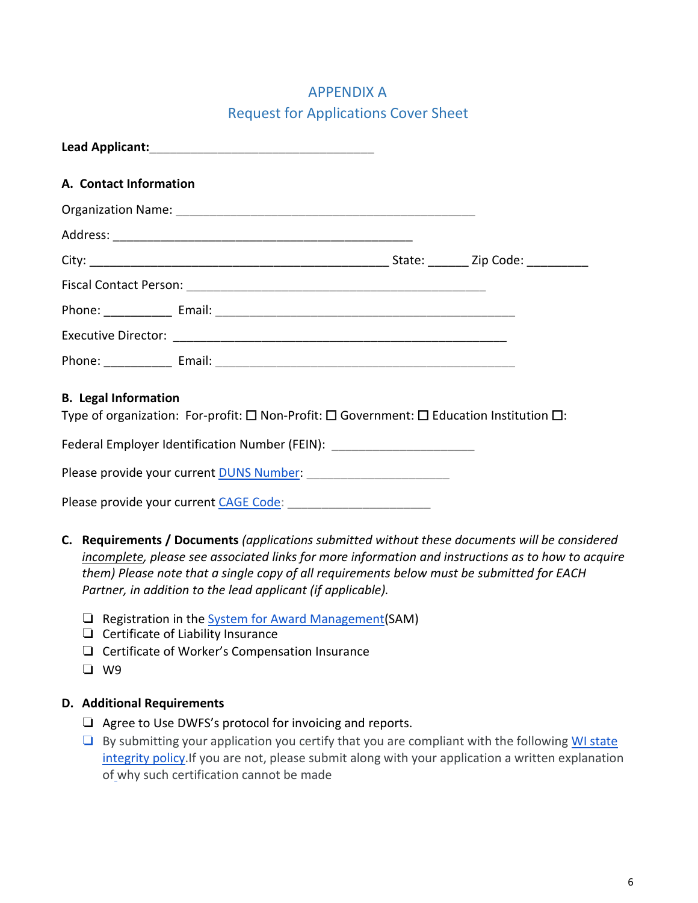# APPENDIX A
## Request for Applications Cover Sheet

**Lead Applicant:**_________________________________

### A. Contact Information

Organization Name: ____________________________________________

Address: ____________________________________________

City: ____________________________________________ State: ______ Zip Code: _________

Fiscal Contact Person: ____________________________________________

Phone: __________ Email: ____________________________________________

Executive Director: ________________________________________________

Phone: __________ Email: ____________________________________________

### B. Legal Information

Type of organization: For-profit: ☐ Non-Profit: ☐ Government: ☐ Education Institution ☐:

Federal Employer Identification Number (FEIN): _____________________

Please provide your current DUNS Number: _____________________

Please provide your current CAGE Code: _____________________

### C. Requirements / Documents *(applications submitted without these documents will be considered incomplete, please see associated links for more information and instructions as to how to acquire them) Please note that a single copy of all requirements below must be submitted for EACH Partner, in addition to the lead applicant (if applicable).*

- ❑ Registration in the System for Award Management(SAM)
- ❑ Certificate of Liability Insurance
- ❑ Certificate of Worker's Compensation Insurance
- ❑ W9

### D. Additional Requirements

- ❑ Agree to Use DWFS's protocol for invoicing and reports.
- ❑ By submitting your application you certify that you are compliant with the following WI state integrity policy.If you are not, please submit along with your application a written explanation of why such certification cannot be made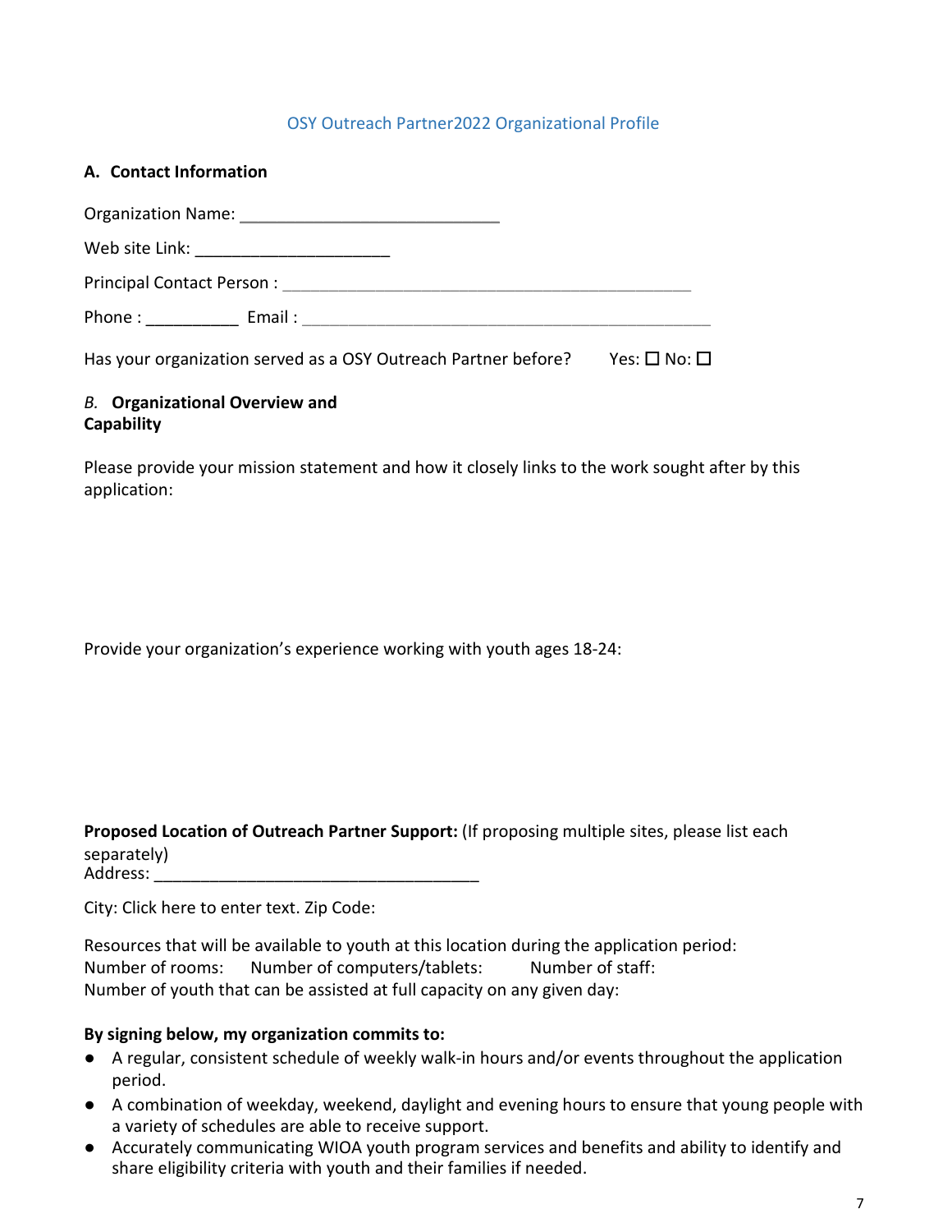OSY Outreach Partner2022 Organizational Profile

**A. Contact Information**

Organization Name: ____________________________

Web site Link: _____________________

Principal Contact Person : ____________________________________________

Phone : __________ Email : ____________________________________________

Has your organization served as a OSY Outreach Partner before? Yes: ☐ No: ☐

*B.* **Organizational Overview and Capability**

Please provide your mission statement and how it closely links to the work sought after by this application:

Provide your organization's experience working with youth ages 18-24:

**Proposed Location of Outreach Partner Support:** (If proposing multiple sites, please list each separately)
Address: ___________________________________

City: Click here to enter text. Zip Code:

Resources that will be available to youth at this location during the application period:
Number of rooms: Number of computers/tablets: Number of staff:
Number of youth that can be assisted at full capacity on any given day:

**By signing below, my organization commits to:**

- A regular, consistent schedule of weekly walk-in hours and/or events throughout the application period.
- A combination of weekday, weekend, daylight and evening hours to ensure that young people with a variety of schedules are able to receive support.
- Accurately communicating WIOA youth program services and benefits and ability to identify and share eligibility criteria with youth and their families if needed.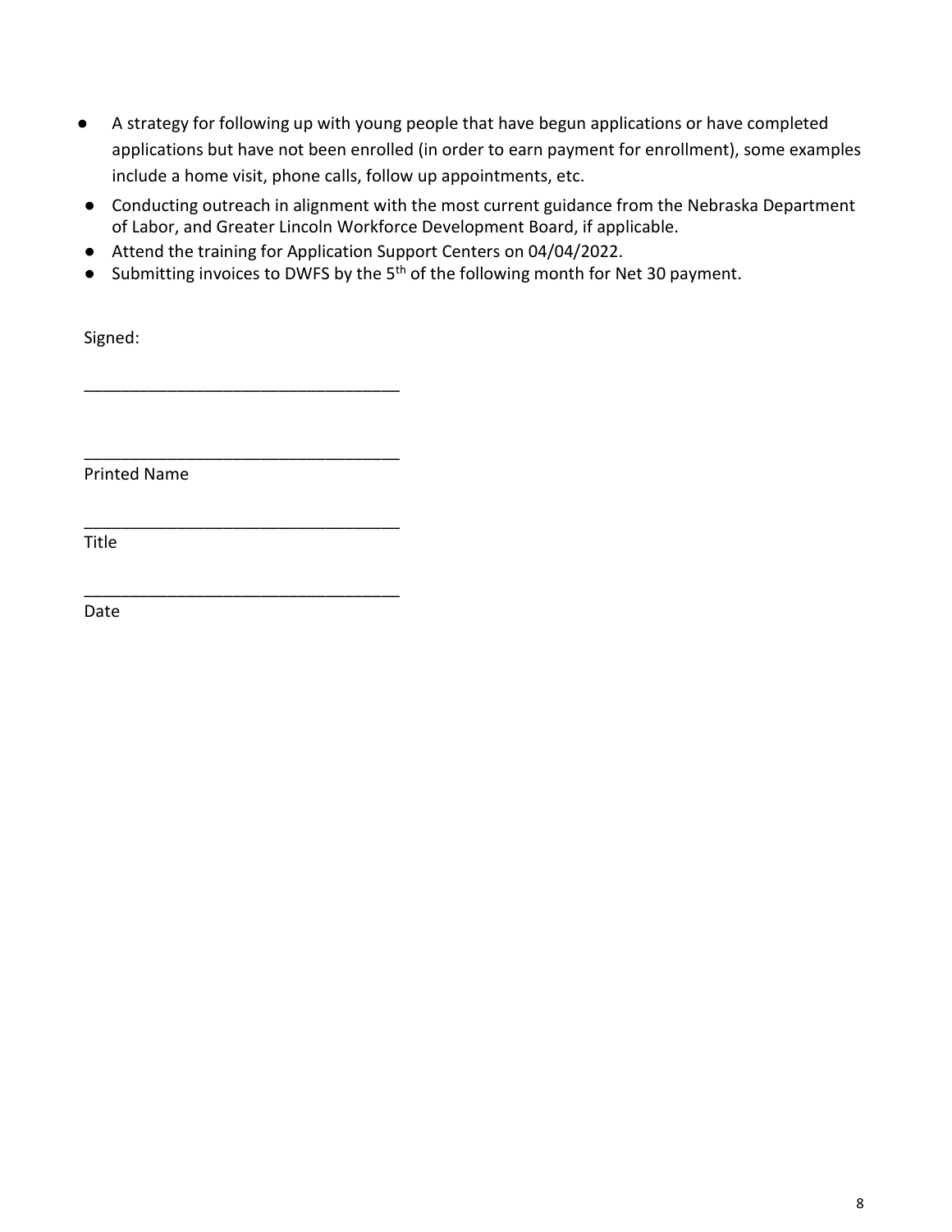- A strategy for following up with young people that have begun applications or have completed applications but have not been enrolled (in order to earn payment for enrollment), some examples include a home visit, phone calls, follow up appointments, etc.
- Conducting outreach in alignment with the most current guidance from the Nebraska Department of Labor, and Greater Lincoln Workforce Development Board, if applicable.
- Attend the training for Application Support Centers on 04/04/2022.
- Submitting invoices to DWFS by the 5th of the following month for Net 30 payment.

Signed:

_________________________________

_________________________________
Printed Name

_________________________________
Title

_________________________________
Date